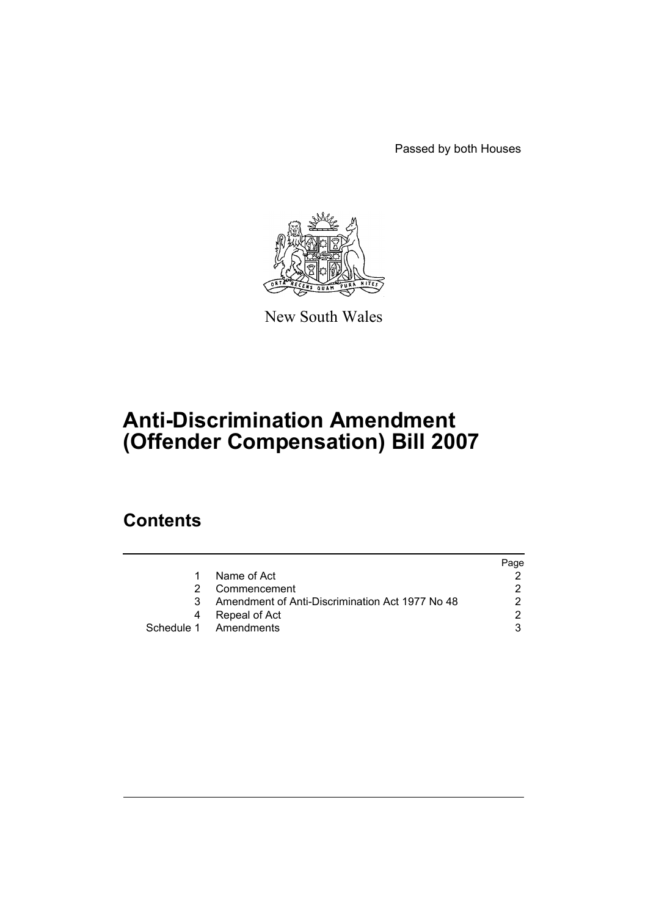Passed by both Houses

New South Wales

# Anti-Discrimination Amendment (Offender Compensation) Bill 2007

## Contents

| | | Page |
|---|---|---|
| 1 | Name of Act | 2 |
| 2 | Commencement | 2 |
| 3 | Amendment of Anti-Discrimination Act 1977 No 48 | 2 |
| 4 | Repeal of Act | 2 |
| Schedule 1 | Amendments | 3 |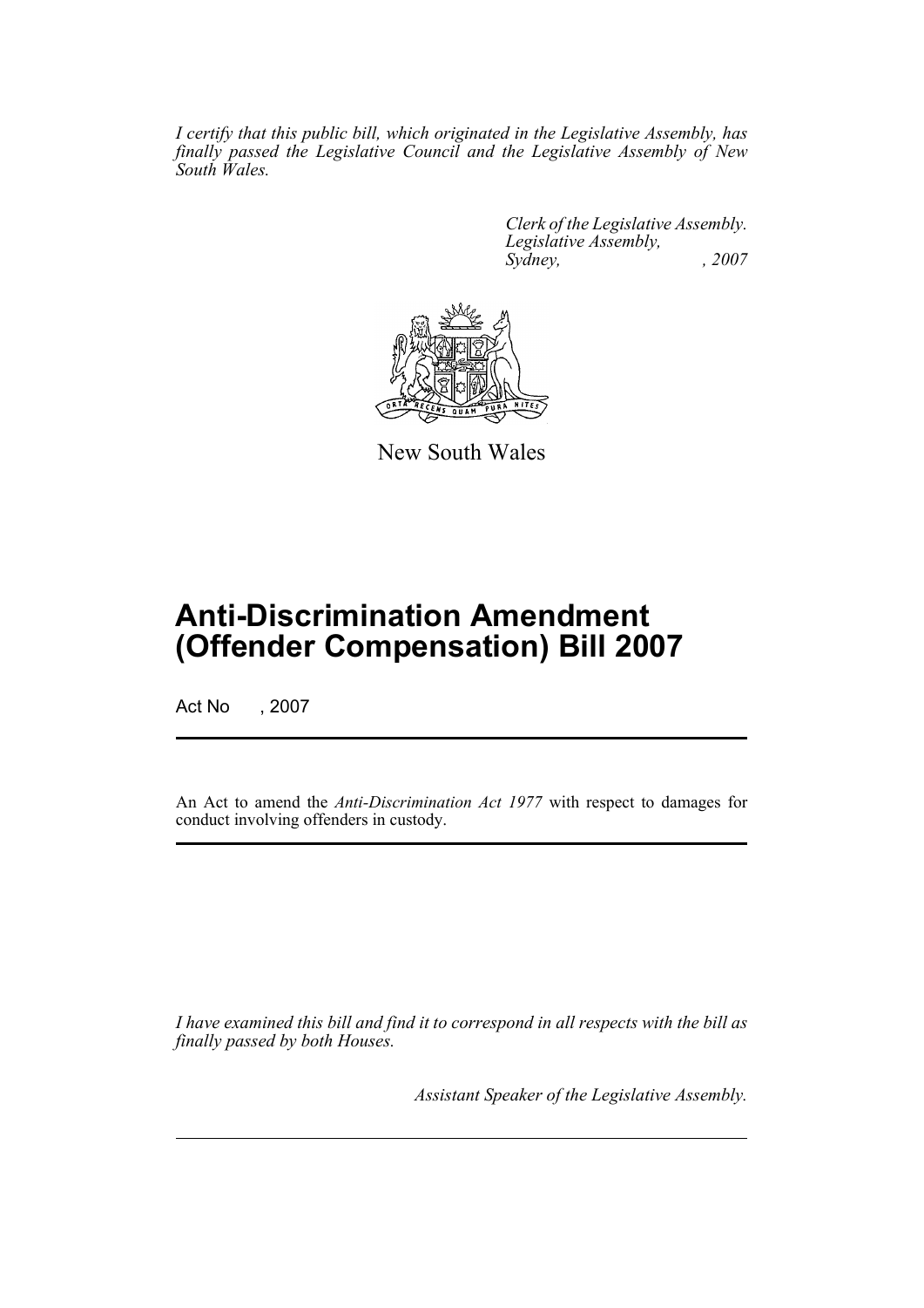*I certify that this public bill, which originated in the Legislative Assembly, has finally passed the Legislative Council and the Legislative Assembly of New South Wales.*

*Clerk of the Legislative Assembly.*
*Legislative Assembly,*
*Sydney, , 2007*

New South Wales

# Anti-Discrimination Amendment (Offender Compensation) Bill 2007

Act No , 2007

An Act to amend the *Anti-Discrimination Act 1977* with respect to damages for conduct involving offenders in custody.

*I have examined this bill and find it to correspond in all respects with the bill as finally passed by both Houses.*

*Assistant Speaker of the Legislative Assembly.*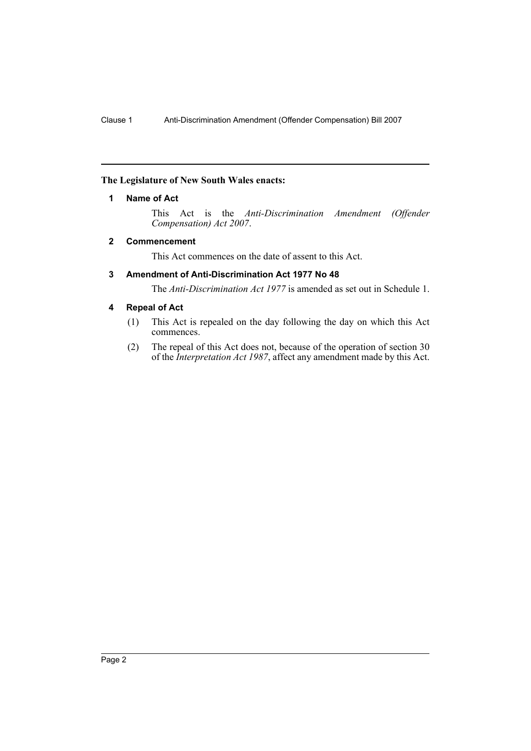**The Legislature of New South Wales enacts:**

## 1 Name of Act

This Act is the *Anti-Discrimination Amendment (Offender Compensation) Act 2007*.

## 2 Commencement

This Act commences on the date of assent to this Act.

## 3 Amendment of Anti-Discrimination Act 1977 No 48

The *Anti-Discrimination Act 1977* is amended as set out in Schedule 1.

## 4 Repeal of Act

(1) This Act is repealed on the day following the day on which this Act commences.

(2) The repeal of this Act does not, because of the operation of section 30 of the *Interpretation Act 1987*, affect any amendment made by this Act.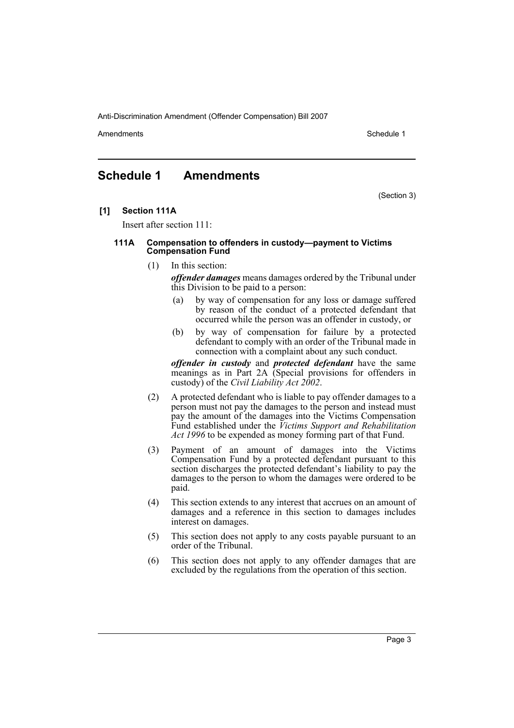## Schedule 1 Amendments

(Section 3)

**[1] Section 111A**

Insert after section 111:

#### 111A Compensation to offenders in custody—payment to Victims Compensation Fund

(1) In this section:

***offender damages*** means damages ordered by the Tribunal under this Division to be paid to a person:

(a) by way of compensation for any loss or damage suffered by reason of the conduct of a protected defendant that occurred while the person was an offender in custody, or

(b) by way of compensation for failure by a protected defendant to comply with an order of the Tribunal made in connection with a complaint about any such conduct.

***offender in custody*** and ***protected defendant*** have the same meanings as in Part 2A (Special provisions for offenders in custody) of the *Civil Liability Act 2002*.

(2) A protected defendant who is liable to pay offender damages to a person must not pay the damages to the person and instead must pay the amount of the damages into the Victims Compensation Fund established under the *Victims Support and Rehabilitation Act 1996* to be expended as money forming part of that Fund.

(3) Payment of an amount of damages into the Victims Compensation Fund by a protected defendant pursuant to this section discharges the protected defendant's liability to pay the damages to the person to whom the damages were ordered to be paid.

(4) This section extends to any interest that accrues on an amount of damages and a reference in this section to damages includes interest on damages.

(5) This section does not apply to any costs payable pursuant to an order of the Tribunal.

(6) This section does not apply to any offender damages that are excluded by the regulations from the operation of this section.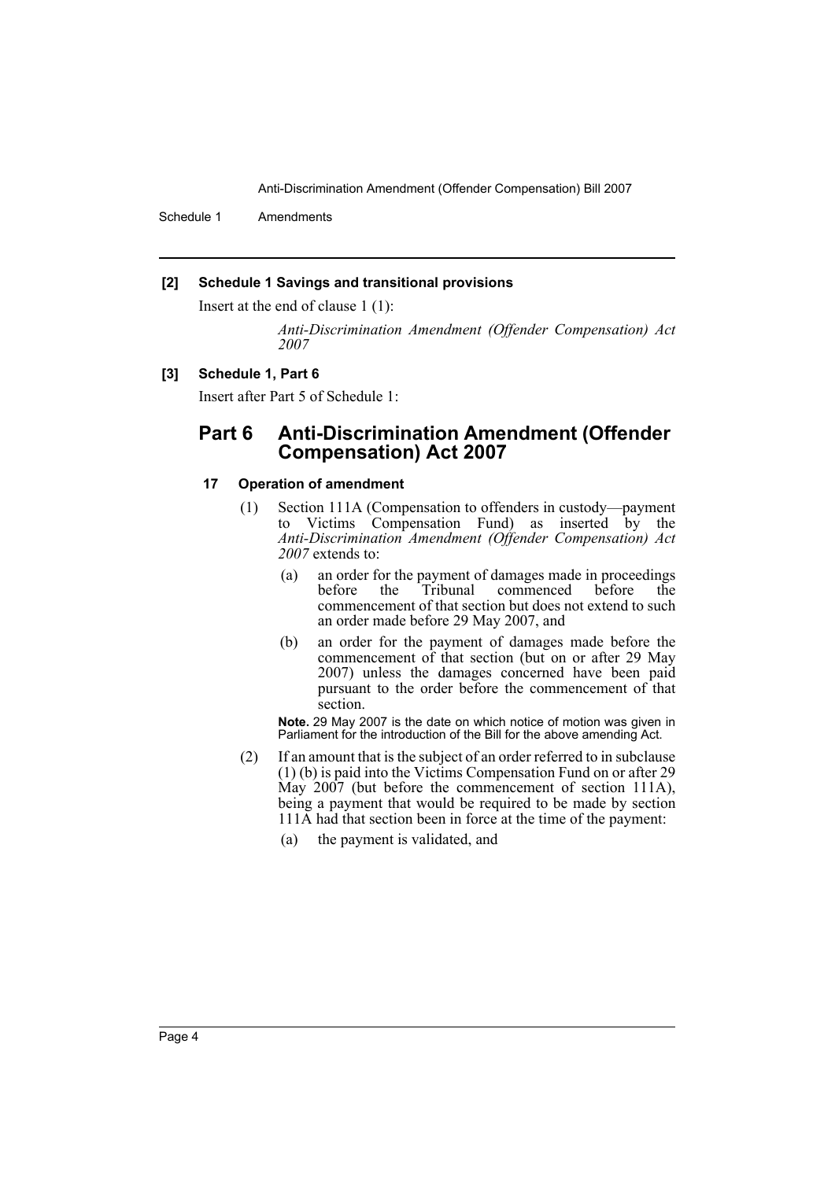**[2] Schedule 1 Savings and transitional provisions**

Insert at the end of clause 1 (1):

*Anti-Discrimination Amendment (Offender Compensation) Act 2007*

**[3] Schedule 1, Part 6**

Insert after Part 5 of Schedule 1:

## Part 6 Anti-Discrimination Amendment (Offender Compensation) Act 2007

### 17 Operation of amendment

(1) Section 111A (Compensation to offenders in custody—payment to Victims Compensation Fund) as inserted by the *Anti-Discrimination Amendment (Offender Compensation) Act 2007* extends to:

(a) an order for the payment of damages made in proceedings before the Tribunal commenced before the commencement of that section but does not extend to such an order made before 29 May 2007, and

(b) an order for the payment of damages made before the commencement of that section (but on or after 29 May 2007) unless the damages concerned have been paid pursuant to the order before the commencement of that section.

**Note.** 29 May 2007 is the date on which notice of motion was given in Parliament for the introduction of the Bill for the above amending Act.

(2) If an amount that is the subject of an order referred to in subclause (1) (b) is paid into the Victims Compensation Fund on or after 29 May 2007 (but before the commencement of section 111A), being a payment that would be required to be made by section 111A had that section been in force at the time of the payment:

(a) the payment is validated, and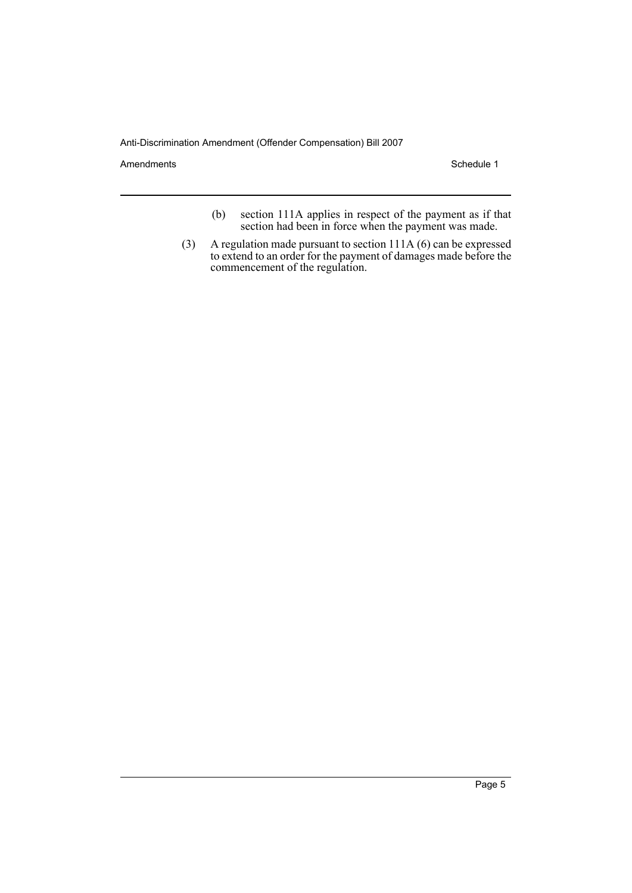(b) section 111A applies in respect of the payment as if that section had been in force when the payment was made.

(3) A regulation made pursuant to section 111A (6) can be expressed to extend to an order for the payment of damages made before the commencement of the regulation.